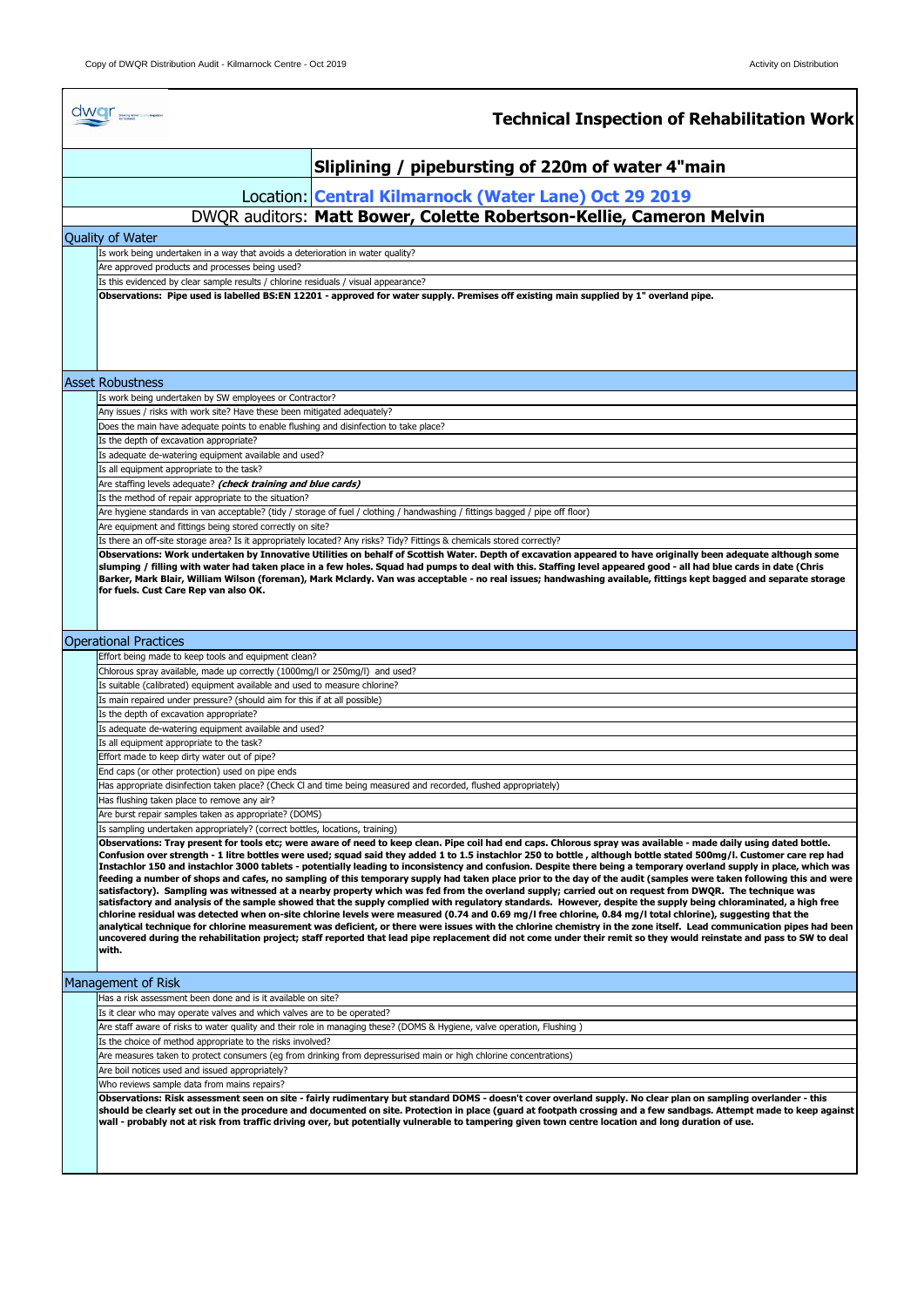# Technical Inspection of Rehabilitation Work

## Sliplining / pipebursting of 220m of water 4"main

**Location: Central Kilmarnock (Water Lane) Oct 29 2019**

**DWQR auditors: Matt Bower, Colette Robertson-Kellie, Cameron Melvin**

### Quality of Water

- Is work being undertaken in a way that avoids a deterioration in water quality?
- Are approved products and processes being used?
- Is this evidenced by clear sample results / chlorine residuals / visual appearance?

**Observations: Pipe used is labelled BS:EN 12201 - approved for water supply. Premises off existing main supplied by 1" overland pipe.**

### Asset Robustness

- Is work being undertaken by SW employees or Contractor?
- Any issues / risks with work site? Have these been mitigated adequately?
- Does the main have adequate points to enable flushing and disinfection to take place?
- Is the depth of excavation appropriate?
- Is adequate de-watering equipment available and used?
- Is all equipment appropriate to the task?
- Are staffing levels adequate? ***(check training and blue cards)***
- Is the method of repair appropriate to the situation?
- Are hygiene standards in van acceptable? (tidy / storage of fuel / clothing / handwashing / fittings bagged / pipe off floor)
- Are equipment and fittings being stored correctly on site?
- Is there an off-site storage area? Is it appropriately located? Any risks? Tidy? Fittings & chemicals stored correctly?

**Observations: Work undertaken by Innovative Utilities on behalf of Scottish Water. Depth of excavation appeared to have originally been adequate although some slumping / filling with water had taken place in a few holes. Squad had pumps to deal with this. Staffing level appeared good - all had blue cards in date (Chris Barker, Mark Blair, William Wilson (foreman), Mark Mclardy. Van was acceptable - no real issues; handwashing available, fittings kept bagged and separate storage for fuels. Cust Care Rep van also OK.**

### Operational Practices

- Effort being made to keep tools and equipment clean?
- Chlorous spray available, made up correctly (1000mg/l or 250mg/l) and used?
- Is suitable (calibrated) equipment available and used to measure chlorine?
- Is main repaired under pressure? (should aim for this if at all possible)
- Is the depth of excavation appropriate?
- Is adequate de-watering equipment available and used?
- Is all equipment appropriate to the task?
- Effort made to keep dirty water out of pipe?
- End caps (or other protection) used on pipe ends
- Has appropriate disinfection taken place? (Check Cl and time being measured and recorded, flushed appropriately)
- Has flushing taken place to remove any air?
- Are burst repair samples taken as appropriate? (DOMS)
- Is sampling undertaken appropriately? (correct bottles, locations, training)

**Observations: Tray present for tools etc; were aware of need to keep clean. Pipe coil had end caps. Chlorous spray was available - made daily using dated bottle. Confusion over strength - 1 litre bottles were used; squad said they added 1 to 1.5 instachlor 250 to bottle , although bottle stated 500mg/l. Customer care rep had Instachlor 150 and instachlor 3000 tablets - potentially leading to inconsistency and confusion. Despite there being a temporary overland supply in place, which was feeding a number of shops and cafes, no sampling of this temporary supply had taken place prior to the day of the audit (samples were taken following this and were satisfactory). Sampling was witnessed at a nearby property which was fed from the overland supply; carried out on request from DWQR. The technique was satisfactory and analysis of the sample showed that the supply complied with regulatory standards. However, despite the supply being chloraminated, a high free chlorine residual was detected when on-site chlorine levels were measured (0.74 and 0.69 mg/l free chlorine, 0.84 mg/l total chlorine), suggesting that the analytical technique for chlorine measurement was deficient, or there were issues with the chlorine chemistry in the zone itself. Lead communication pipes had been uncovered during the rehabilitation project; staff reported that lead pipe replacement did not come under their remit so they would reinstate and pass to SW to deal with.**

### Management of Risk

- Has a risk assessment been done and is it available on site?
- Is it clear who may operate valves and which valves are to be operated?
- Are staff aware of risks to water quality and their role in managing these? (DOMS & Hygiene, valve operation, Flushing )
- Is the choice of method appropriate to the risks involved?
- Are measures taken to protect consumers (eg from drinking from depressurised main or high chlorine concentrations)
- Are boil notices used and issued appropriately?
- Who reviews sample data from mains repairs?

**Observations: Risk assessment seen on site - fairly rudimentary but standard DOMS - doesn't cover overland supply. No clear plan on sampling overlander - this should be clearly set out in the procedure and documented on site. Protection in place (guard at footpath crossing and a few sandbags. Attempt made to keep against wall - probably not at risk from traffic driving over, but potentially vulnerable to tampering given town centre location and long duration of use.**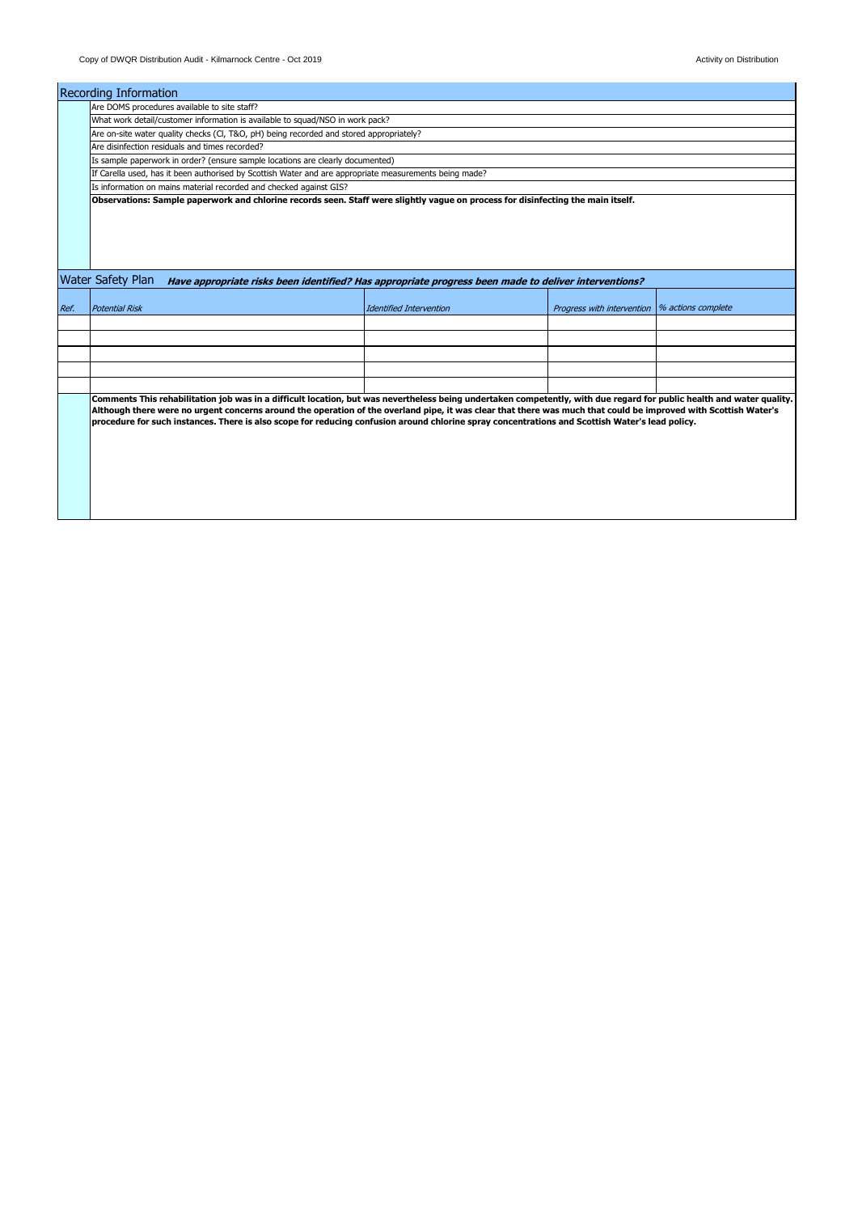## Recording Information

Are DOMS procedures available to site staff?

What work detail/customer information is available to squad/NSO in work pack?

Are on-site water quality checks (Cl, T&O, pH) being recorded and stored appropriately?

Are disinfection residuals and times recorded?

Is sample paperwork in order? (ensure sample locations are clearly documented)

If Carella used, has it been authorised by Scottish Water and are appropriate measurements being made?

Is information on mains material recorded and checked against GIS?

**Observations: Sample paperwork and chlorine records seen. Staff were slightly vague on process for disinfecting the main itself.**

## Water Safety Plan *Have appropriate risks been identified? Has appropriate progress been made to deliver interventions?*

| *Ref.* | *Potential Risk* | *Identified Intervention* | *Progress with intervention* | *% actions complete* |
|---|---|---|---|---|
| | | | | |
| | | | | |
| | | | | |
| | | | | |
| | | | | |

**Comments This rehabilitation job was in a difficult location, but was nevertheless being undertaken competently, with due regard for public health and water quality. Although there were no urgent concerns around the operation of the overland pipe, it was clear that there was much that could be improved with Scottish Water's procedure for such instances. There is also scope for reducing confusion around chlorine spray concentrations and Scottish Water's lead policy.**